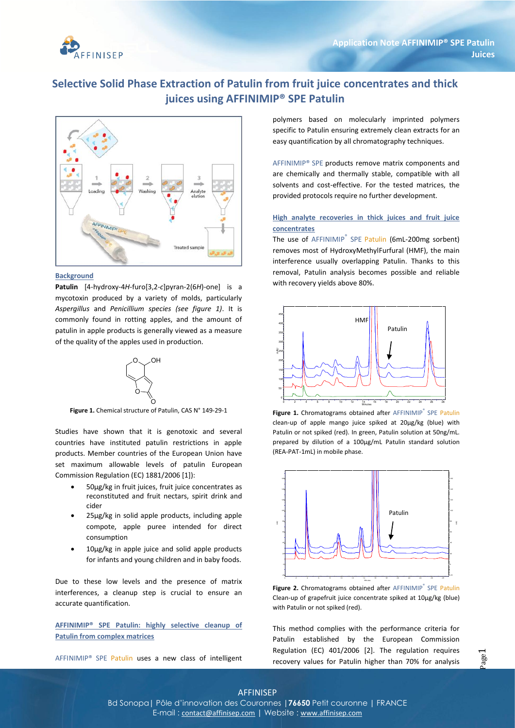# Selective Solid Phase Extraction of Patulin from fruit juice concentrates and thick juices using AFFINIMIP® SPE Patulin

## Background

**Patulin** [4-hydroxy-4*H*-furo[3,2-*c*]pyran-2(6*H*)-one] is a mycotoxin produced by a variety of molds, particularly *Aspergillus* and *Penicillium species (see figure 1)*. It is commonly found in rotting apples, and the amount of patulin in apple products is generally viewed as a measure of the quality of the apples used in production.

**Figure 1.** Chemical structure of Patulin, CAS N° 149-29-1

Studies have shown that it is genotoxic and several countries have instituted patulin restrictions in apple products. Member countries of the European Union have set maximum allowable levels of patulin European Commission Regulation (EC) 1881/2006 [1]):

- 50µg/kg in fruit juices, fruit juice concentrates as reconstituted and fruit nectars, spirit drink and cider
- 25µg/kg in solid apple products, including apple compote, apple puree intended for direct consumption
- 10µg/kg in apple juice and solid apple products for infants and young children and in baby foods.

Due to these low levels and the presence of matrix interferences, a cleanup step is crucial to ensure an accurate quantification.

## AFFINIMIP® SPE Patulin: highly selective cleanup of Patulin from complex matrices

AFFINIMIP® SPE Patulin uses a new class of intelligent polymers based on molecularly imprinted polymers specific to Patulin ensuring extremely clean extracts for an easy quantification by all chromatography techniques.

AFFINIMIP® SPE products remove matrix components and are chemically and thermally stable, compatible with all solvents and cost-effective. For the tested matrices, the provided protocols require no further development.

## High analyte recoveries in thick juices and fruit juice concentrates

The use of AFFINIMIP® SPE Patulin (6mL-200mg sorbent) removes most of HydroxyMethylFurfural (HMF), the main interference usually overlapping Patulin. Thanks to this removal, Patulin analysis becomes possible and reliable with recovery yields above 80%.

**Figure 1.** Chromatograms obtained after AFFINIMIP® SPE Patulin clean-up of apple mango juice spiked at 20µg/kg (blue) with Patulin or not spiked (red). In green, Patulin solution at 50ng/mL. prepared by dilution of a 100µg/mL Patulin standard solution (REA-PAT-1mL) in mobile phase.

**Figure 2.** Chromatograms obtained after AFFINIMIP® SPE Patulin Clean-up of grapefruit juice concentrate spiked at 10µg/kg (blue) with Patulin or not spiked (red).

This method complies with the performance criteria for Patulin established by the European Commission Regulation (EC) 401/2006 [2]. The regulation requires recovery values for Patulin higher than 70% for analysis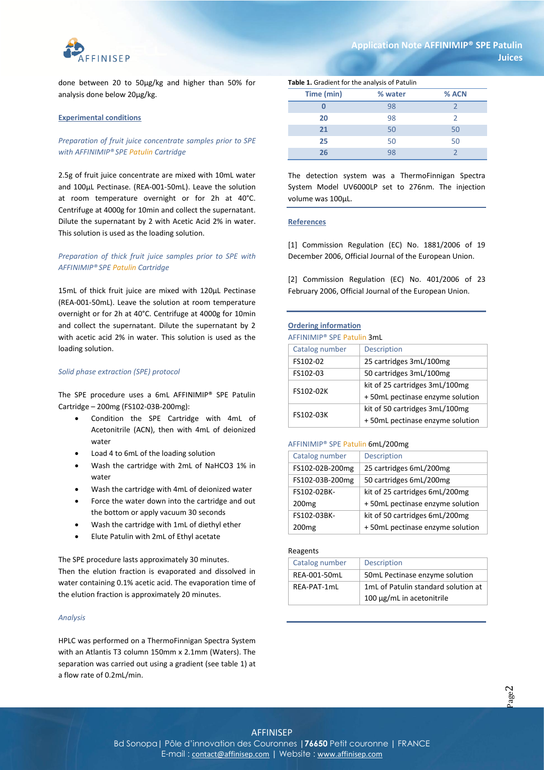done between 20 to 50µg/kg and higher than 50% for analysis done below 20µg/kg.

## Experimental conditions

*Preparation of fruit juice concentrate samples prior to SPE with AFFINIMIP® SPE Patulin Cartridge*

2.5g of fruit juice concentrate are mixed with 10mL water and 100µL Pectinase. (REA-001-50mL). Leave the solution at room temperature overnight or for 2h at 40°C. Centrifuge at 4000g for 10min and collect the supernatant. Dilute the supernatant by 2 with Acetic Acid 2% in water. This solution is used as the loading solution.

*Preparation of thick fruit juice samples prior to SPE with AFFINIMIP® SPE Patulin Cartridge*

15mL of thick fruit juice are mixed with 120µL Pectinase (REA-001-50mL). Leave the solution at room temperature overnight or for 2h at 40°C. Centrifuge at 4000g for 10min and collect the supernatant. Dilute the supernatant by 2 with acetic acid 2% in water. This solution is used as the loading solution.

*Solid phase extraction (SPE) protocol*

The SPE procedure uses a 6mL AFFINIMIP® SPE Patulin Cartridge – 200mg (FS102-03B-200mg):

- Condition the SPE Cartridge with 4mL of Acetonitrile (ACN), then with 4mL of deionized water
- Load 4 to 6mL of the loading solution
- Wash the cartridge with 2mL of $NaHCO_3$ 1% in water
- Wash the cartridge with 4mL of deionized water
- Force the water down into the cartridge and out the bottom or apply vacuum 30 seconds
- Wash the cartridge with 1mL of diethyl ether
- Elute Patulin with 2mL of Ethyl acetate

The SPE procedure lasts approximately 30 minutes.
Then the elution fraction is evaporated and dissolved in water containing 0.1% acetic acid. The evaporation time of the elution fraction is approximately 20 minutes.

*Analysis*

HPLC was performed on a ThermoFinnigan Spectra System with an Atlantis T3 column 150mm x 2.1mm (Waters). The separation was carried out using a gradient (see table 1) at a flow rate of 0.2mL/min.

**Table 1.** Gradient for the analysis of Patulin

| Time (min) | % water | % ACN |
|---|---|---|
| 0 | 98 | 2 |
| 20 | 98 | 2 |
| 21 | 50 | 50 |
| 25 | 50 | 50 |
| 26 | 98 | 2 |

The detection system was a ThermoFinnigan Spectra System Model UV6000LP set to 276nm. The injection volume was 100µL.

## References

[1] Commission Regulation (EC) No. 1881/2006 of 19 December 2006, Official Journal of the European Union.

[2] Commission Regulation (EC) No. 401/2006 of 23 February 2006, Official Journal of the European Union.

## Ordering information

AFFINIMIP® SPE Patulin 3mL

| Catalog number | Description |
|---|---|
| FS102-02 | 25 cartridges 3mL/100mg |
| FS102-03 | 50 cartridges 3mL/100mg |
| FS102-02K | kit of 25 cartridges 3mL/100mg + 50mL pectinase enzyme solution |
| FS102-03K | kit of 50 cartridges 3mL/100mg + 50mL pectinase enzyme solution |

AFFINIMIP® SPE Patulin 6mL/200mg

| Catalog number | Description |
|---|---|
| FS102-02B-200mg | 25 cartridges 6mL/200mg |
| FS102-03B-200mg | 50 cartridges 6mL/200mg |
| FS102-02BK-200mg | kit of 25 cartridges 6mL/200mg + 50mL pectinase enzyme solution |
| FS102-03BK-200mg | kit of 50 cartridges 6mL/200mg + 50mL pectinase enzyme solution |

Reagents

| Catalog number | Description |
|---|---|
| REA-001-50mL | 50mL Pectinase enzyme solution |
| REA-PAT-1mL | 1mL of Patulin standard solution at 100 µg/mL in acetonitrile |